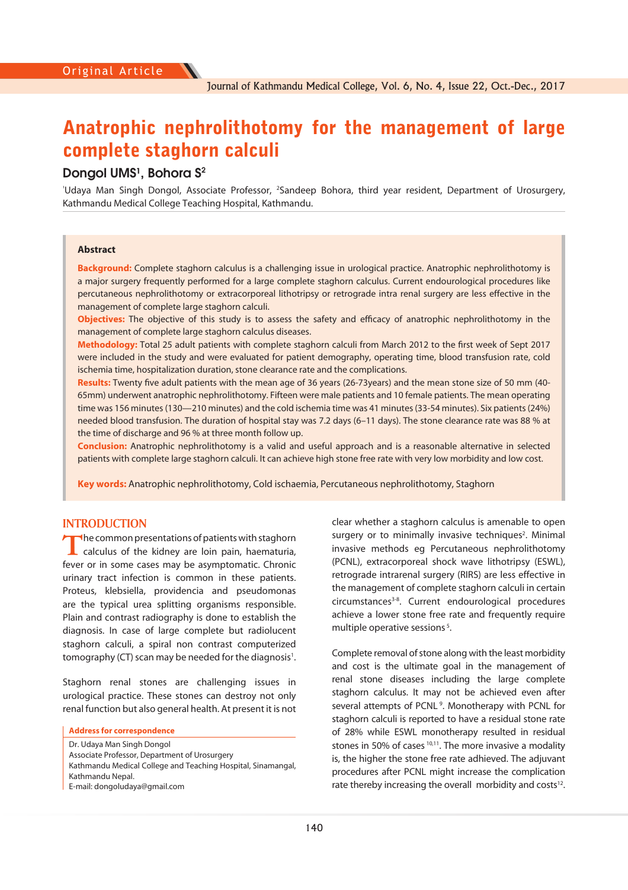Original Article

# Anatrophic nephrolithotomy for the management of large complete staghorn calculi

**Dongol UMS[1], Bohora S[2]**

[1]Udaya Man Singh Dongol, Associate Professor, [2]Sandeep Bohora, third year resident, Department of Urosurgery, Kathmandu Medical College Teaching Hospital, Kathmandu.

## Abstract

**Background:** Complete staghorn calculus is a challenging issue in urological practice. Anatrophic nephrolithotomy is a major surgery frequently performed for a large complete staghorn calculus. Current endourological procedures like percutaneous nephrolithotomy or extracorporeal lithotripsy or retrograde intra renal surgery are less effective in the management of complete large staghorn calculi.

**Objectives:** The objective of this study is to assess the safety and efficacy of anatrophic nephrolithotomy in the management of complete large staghorn calculus diseases.

**Methodology:** Total 25 adult patients with complete staghorn calculi from March 2012 to the first week of Sept 2017 were included in the study and were evaluated for patient demography, operating time, blood transfusion rate, cold ischemia time, hospitalization duration, stone clearance rate and the complications.

**Results:** Twenty five adult patients with the mean age of 36 years (26-73years) and the mean stone size of 50 mm (40-65mm) underwent anatrophic nephrolithotomy. Fifteen were male patients and 10 female patients. The mean operating time was 156 minutes (130—210 minutes) and the cold ischemia time was 41 minutes (33-54 minutes). Six patients (24%) needed blood transfusion. The duration of hospital stay was 7.2 days (6–11 days). The stone clearance rate was 88 % at the time of discharge and 96 % at three month follow up.

**Conclusion:** Anatrophic nephrolithotomy is a valid and useful approach and is a reasonable alternative in selected patients with complete large staghorn calculi. It can achieve high stone free rate with very low morbidity and low cost.

**Key words:** Anatrophic nephrolithotomy, Cold ischaemia, Percutaneous nephrolithotomy, Staghorn

## INTRODUCTION

The common presentations of patients with staghorn calculus of the kidney are loin pain, haematuria, fever or in some cases may be asymptomatic. Chronic urinary tract infection is common in these patients. Proteus, klebsiella, providencia and pseudomonas are the typical urea splitting organisms responsible. Plain and contrast radiography is done to establish the diagnosis. In case of large complete but radiolucent staghorn calculi, a spiral non contrast computerized tomography (CT) scan may be needed for the diagnosis[1].

Staghorn renal stones are challenging issues in urological practice. These stones can destroy not only renal function but also general health. At present it is not clear whether a staghorn calculus is amenable to open surgery or to minimally invasive techniques[2]. Minimal invasive methods eg Percutaneous nephrolithotomy (PCNL), extracorporeal shock wave lithotripsy (ESWL), retrograde intrarenal surgery (RIRS) are less effective in the management of complete staghorn calculi in certain circumstances[3-8]. Current endourological procedures achieve a lower stone free rate and frequently require multiple operative sessions[5].

Complete removal of stone along with the least morbidity and cost is the ultimate goal in the management of renal stone diseases including the large complete staghorn calculus. It may not be achieved even after several attempts of PCNL[9]. Monotherapy with PCNL for staghorn calculi is reported to have a residual stone rate of 28% while ESWL monotherapy resulted in residual stones in 50% of cases[10,11]. The more invasive a modality is, the higher the stone free rate adhieved. The adjuvant procedures after PCNL might increase the complication rate thereby increasing the overall morbidity and costs[12].

**Address for correspondence**

Dr. Udaya Man Singh Dongol
Associate Professor, Department of Urosurgery
Kathmandu Medical College and Teaching Hospital, Sinamangal, Kathmandu Nepal.
E-mail: dongoludaya@gmail.com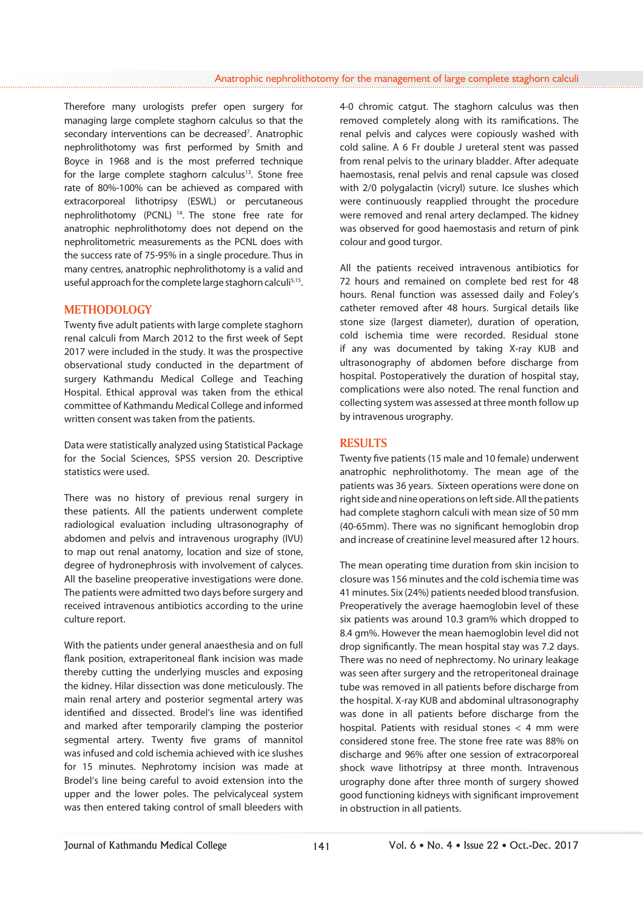Therefore many urologists prefer open surgery for managing large complete staghorn calculus so that the secondary interventions can be decreased[7]. Anatrophic nephrolithotomy was first performed by Smith and Boyce in 1968 and is the most preferred technique for the large complete staghorn calculus[13]. Stone free rate of 80%-100% can be achieved as compared with extracorporeal lithotripsy (ESWL) or percutaneous nephrolithotomy (PCNL) [14]. The stone free rate for anatrophic nephrolithotomy does not depend on the nephrolitometric measurements as the PCNL does with the success rate of 75-95% in a single procedure. Thus in many centres, anatrophic nephrolithotomy is a valid and useful approach for the complete large staghorn calculi[5,15].

## METHODOLOGY

Twenty five adult patients with large complete staghorn renal calculi from March 2012 to the first week of Sept 2017 were included in the study. It was the prospective observational study conducted in the department of surgery Kathmandu Medical College and Teaching Hospital. Ethical approval was taken from the ethical committee of Kathmandu Medical College and informed written consent was taken from the patients.

Data were statistically analyzed using Statistical Package for the Social Sciences, SPSS version 20. Descriptive statistics were used.

There was no history of previous renal surgery in these patients. All the patients underwent complete radiological evaluation including ultrasonography of abdomen and pelvis and intravenous urography (IVU) to map out renal anatomy, location and size of stone, degree of hydronephrosis with involvement of calyces. All the baseline preoperative investigations were done. The patients were admitted two days before surgery and received intravenous antibiotics according to the urine culture report.

With the patients under general anaesthesia and on full flank position, extraperitoneal flank incision was made thereby cutting the underlying muscles and exposing the kidney. Hilar dissection was done meticulously. The main renal artery and posterior segmental artery was identified and dissected. Brodel's line was identified and marked after temporarily clamping the posterior segmental artery. Twenty five grams of mannitol was infused and cold ischemia achieved with ice slushes for 15 minutes. Nephrotomy incision was made at Brodel's line being careful to avoid extension into the upper and the lower poles. The pelvicalyceal system was then entered taking control of small bleeders with 4-0 chromic catgut. The staghorn calculus was then removed completely along with its ramifications. The renal pelvis and calyces were copiously washed with cold saline. A 6 Fr double J ureteral stent was passed from renal pelvis to the urinary bladder. After adequate haemostasis, renal pelvis and renal capsule was closed with 2/0 polygalactin (vicryl) suture. Ice slushes which were continuously reapplied throught the procedure were removed and renal artery declamped. The kidney was observed for good haemostasis and return of pink colour and good turgor.

All the patients received intravenous antibiotics for 72 hours and remained on complete bed rest for 48 hours. Renal function was assessed daily and Foley's catheter removed after 48 hours. Surgical details like stone size (largest diameter), duration of operation, cold ischemia time were recorded. Residual stone if any was documented by taking X-ray KUB and ultrasonography of abdomen before discharge from hospital. Postoperatively the duration of hospital stay, complications were also noted. The renal function and collecting system was assessed at three month follow up by intravenous urography.

## RESULTS

Twenty five patients (15 male and 10 female) underwent anatrophic nephrolithotomy. The mean age of the patients was 36 years. Sixteen operations were done on right side and nine operations on left side. All the patients had complete staghorn calculi with mean size of 50 mm (40-65mm). There was no significant hemoglobin drop and increase of creatinine level measured after 12 hours.

The mean operating time duration from skin incision to closure was 156 minutes and the cold ischemia time was 41 minutes. Six (24%) patients needed blood transfusion. Preoperatively the average haemoglobin level of these six patients was around 10.3 gram% which dropped to 8.4 gm%. However the mean haemoglobin level did not drop significantly. The mean hospital stay was 7.2 days. There was no need of nephrectomy. No urinary leakage was seen after surgery and the retroperitoneal drainage tube was removed in all patients before discharge from the hospital. X-ray KUB and abdominal ultrasonography was done in all patients before discharge from the hospital. Patients with residual stones < 4 mm were considered stone free. The stone free rate was 88% on discharge and 96% after one session of extracorporeal shock wave lithotripsy at three month. Intravenous urography done after three month of surgery showed good functioning kidneys with significant improvement in obstruction in all patients.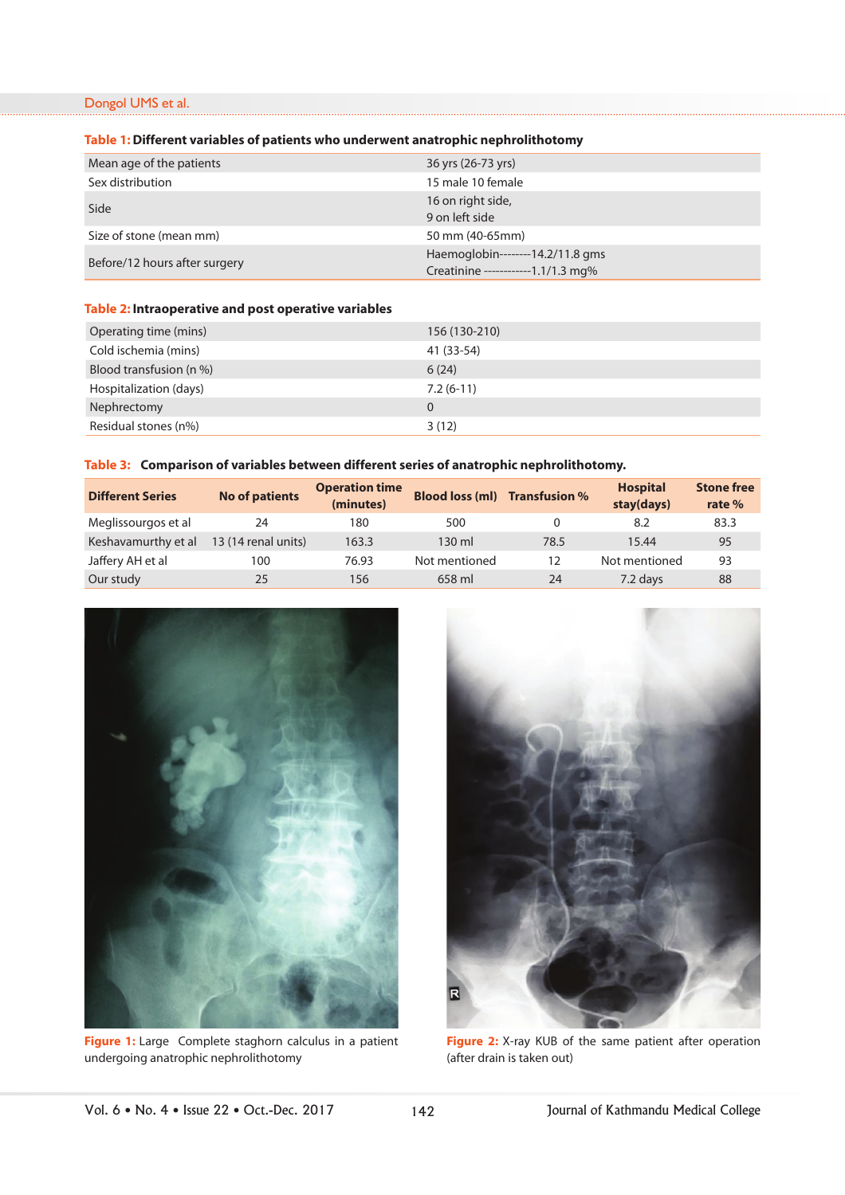**Table 1: Different variables of patients who underwent anatrophic nephrolithotomy**

| | |
|---|---|
| Mean age of the patients | 36 yrs (26-73 yrs) |
| Sex distribution | 15 male 10 female |
| Side | 16 on right side,<br>9 on left side |
| Size of stone (mean mm) | 50 mm (40-65mm) |
| Before/12 hours after surgery | Haemoglobin--------14.2/11.8 gms<br>Creatinine ------------1.1/1.3 mg% |

**Table 2: Intraoperative and post operative variables**

| | |
|---|---|
| Operating time (mins) | 156 (130-210) |
| Cold ischemia (mins) | 41 (33-54) |
| Blood transfusion (n %) | 6 (24) |
| Hospitalization (days) | 7.2 (6-11) |
| Nephrectomy | 0 |
| Residual stones (n%) | 3 (12) |

**Table 3: Comparison of variables between different series of anatrophic nephrolithotomy.**

| Different Series | No of patients | Operation time (minutes) | Blood loss (ml) | Transfusion % | Hospital stay(days) | Stone free rate % |
|---|---|---|---|---|---|---|
| Meglissourgos et al | 24 | 180 | 500 | 0 | 8.2 | 83.3 |
| Keshavamurthy et al | 13 (14 renal units) | 163.3 | 130 ml | 78.5 | 15.44 | 95 |
| Jaffery AH et al | 100 | 76.93 | Not mentioned | 12 | Not mentioned | 93 |
| Our study | 25 | 156 | 658 ml | 24 | 7.2 days | 88 |

Figure 1: Large Complete staghorn calculus in a patient undergoing anatrophic nephrolithotomy

Figure 2: X-ray KUB of the same patient after operation (after drain is taken out)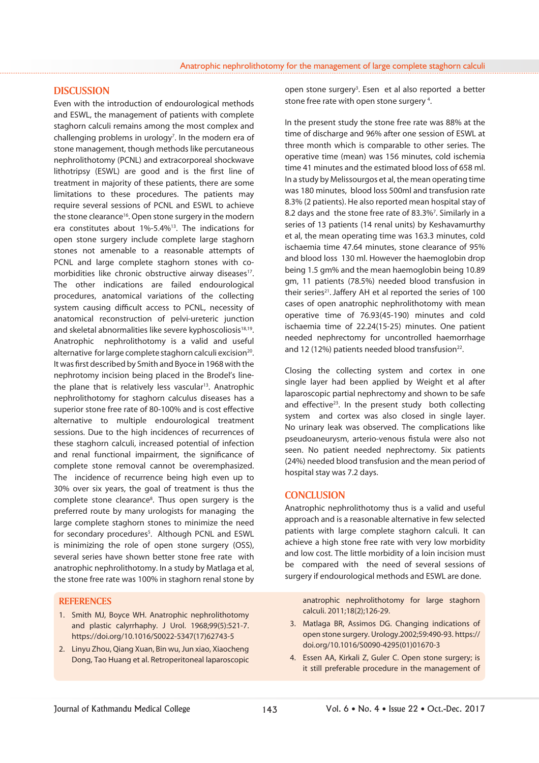## DISCUSSION

Even with the introduction of endourological methods and ESWL, the management of patients with complete staghorn calculi remains among the most complex and challenging problems in urology[7]. In the modern era of stone management, though methods like percutaneous nephrolithotomy (PCNL) and extracorporeal shockwave lithotripsy (ESWL) are good and is the first line of treatment in majority of these patients, there are some limitations to these procedures. The patients may require several sessions of PCNL and ESWL to achieve the stone clearance[16]. Open stone surgery in the modern era constitutes about 1%-5.4%[13]. The indications for open stone surgery include complete large staghorn stones not amenable to a reasonable attempts of PCNL and large complete staghorn stones with co-morbidities like chronic obstructive airway diseases[17]. The other indications are failed endourological procedures, anatomical variations of the collecting system causing difficult access to PCNL, necessity of anatomical reconstruction of pelvi-ureteric junction and skeletal abnormalities like severe kyphoscoliosis[18,19]. Anatrophic nephrolithotomy is a valid and useful alternative for large complete staghorn calculi excision[20]. It was first described by Smith and Byoce in 1968 with the nephrotomy incision being placed in the Brodel's line- the plane that is relatively less vascular[13]. Anatrophic nephrolithotomy for staghorn calculus diseases has a superior stone free rate of 80-100% and is cost effective alternative to multiple endourological treatment sessions. Due to the high incidences of recurrences of these staghorn calculi, increased potential of infection and renal functional impairment, the significance of complete stone removal cannot be overemphasized. The incidence of recurrence being high even up to 30% over six years, the goal of treatment is thus the complete stone clearance[8]. Thus open surgery is the preferred route by many urologists for managing the large complete staghorn stones to minimize the need for secondary procedures[5]. Although PCNL and ESWL is minimizing the role of open stone surgery (OSS), several series have shown better stone free rate with anatrophic nephrolithotomy. In a study by Matlaga et al, the stone free rate was 100% in staghorn renal stone by open stone surgery[3]. Esen et al also reported a better stone free rate with open stone surgery [4].

In the present study the stone free rate was 88% at the time of discharge and 96% after one session of ESWL at three month which is comparable to other series. The operative time (mean) was 156 minutes, cold ischemia time 41 minutes and the estimated blood loss of 658 ml. In a study by Melissourgos et al, the mean operating time was 180 minutes, blood loss 500ml and transfusion rate 8.3% (2 patients). He also reported mean hospital stay of 8.2 days and the stone free rate of 83.3%[7]. Similarly in a series of 13 patients (14 renal units) by Keshavamurthy et al, the mean operating time was 163.3 minutes, cold ischaemia time 47.64 minutes, stone clearance of 95% and blood loss 130 ml. However the haemoglobin drop being 1.5 gm% and the mean haemoglobin being 10.89 gm, 11 patients (78.5%) needed blood transfusion in their series[21]. Jaffery AH et al reported the series of 100 cases of open anatrophic nephrolithotomy with mean operative time of 76.93(45-190) minutes and cold ischaemia time of 22.24(15-25) minutes. One patient needed nephrectomy for uncontrolled haemorrhage and 12 (12%) patients needed blood transfusion[22].

Closing the collecting system and cortex in one single layer had been applied by Weight et al after laparoscopic partial nephrectomy and shown to be safe and effective[23]. In the present study both collecting system and cortex was also closed in single layer. No urinary leak was observed. The complications like pseudoaneurysm, arterio-venous fistula were also not seen. No patient needed nephrectomy. Six patients (24%) needed blood transfusion and the mean period of hospital stay was 7.2 days.

## CONCLUSION

Anatrophic nephrolithotomy thus is a valid and useful approach and is a reasonable alternative in few selected patients with large complete staghorn calculi. It can achieve a high stone free rate with very low morbidity and low cost. The little morbidity of a loin incision must be compared with the need of several sessions of surgery if endourological methods and ESWL are done.

## REFERENCES

1. Smith MJ, Boyce WH. Anatrophic nephrolithotomy and plastic calyrrhaphy. J Urol. 1968;99(5):521-7. https://doi.org/10.1016/S0022-5347(17)62743-5
2. Linyu Zhou, Qiang Xuan, Bin wu, Jun xiao, Xiaocheng Dong, Tao Huang et al. Retroperitoneal laparoscopic anatrophic nephrolithotomy for large staghorn calculi. 2011;18(2);126-29.
3. Matlaga BR, Assimos DG. Changing indications of open stone surgery. Urology.2002;59:490-93. https://doi.org/10.1016/S0090-4295(01)01670-3
4. Essen AA, Kirkali Z, Guler C. Open stone surgery; is it still preferable procedure in the management of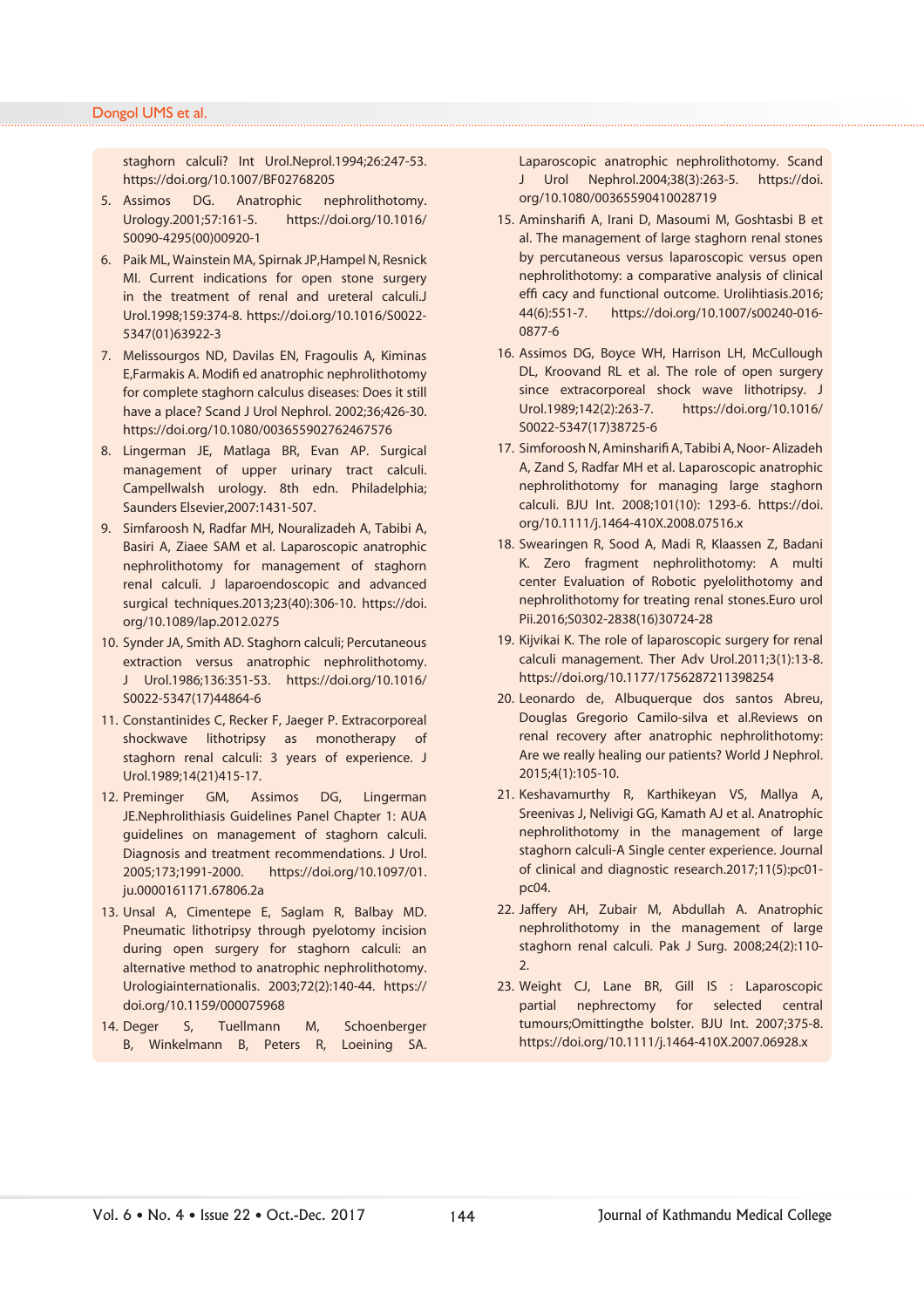staghorn calculi? Int Urol.Neprol.1994;26:247-53. https://doi.org/10.1007/BF02768205

5. Assimos DG. Anatrophic nephrolithotomy. Urology.2001;57:161-5. https://doi.org/10.1016/S0090-4295(00)00920-1
6. Paik ML, Wainstein MA, Spirnak JP,Hampel N, Resnick MI. Current indications for open stone surgery in the treatment of renal and ureteral calculi.J Urol.1998;159:374-8. https://doi.org/10.1016/S0022-5347(01)63922-3
7. Melissourgos ND, Davilas EN, Fragoulis A, Kiminas E,Farmakis A. Modifi ed anatrophic nephrolithotomy for complete staghorn calculus diseases: Does it still have a place? Scand J Urol Nephrol. 2002;36;426-30. https://doi.org/10.1080/003655902762467576
8. Lingerman JE, Matlaga BR, Evan AP. Surgical management of upper urinary tract calculi. Campellwalsh urology. 8th edn. Philadelphia; Saunders Elsevier,2007:1431-507.
9. Simfaroosh N, Radfar MH, Nouralizadeh A, Tabibi A, Basiri A, Ziaee SAM et al. Laparoscopic anatrophic nephrolithotomy for management of staghorn renal calculi. J laparoendoscopic and advanced surgical techniques.2013;23(40):306-10. https://doi.org/10.1089/lap.2012.0275
10. Synder JA, Smith AD. Staghorn calculi; Percutaneous extraction versus anatrophic nephrolithotomy. J Urol.1986;136:351-53. https://doi.org/10.1016/S0022-5347(17)44864-6
11. Constantinides C, Recker F, Jaeger P. Extracorporeal shockwave lithotripsy as monotherapy of staghorn renal calculi: 3 years of experience. J Urol.1989;14(21)415-17.
12. Preminger GM, Assimos DG, Lingerman JE.Nephrolithiasis Guidelines Panel Chapter 1: AUA guidelines on management of staghorn calculi. Diagnosis and treatment recommendations. J Urol. 2005;173;1991-2000. https://doi.org/10.1097/01.ju.0000161171.67806.2a
13. Unsal A, Cimentepe E, Saglam R, Balbay MD. Pneumatic lithotripsy through pyelotomy incision during open surgery for staghorn calculi: an alternative method to anatrophic nephrolithotomy. Urologiainternationalis. 2003;72(2):140-44. https://doi.org/10.1159/000075968
14. Deger S, Tuellmann M, Schoenberger B, Winkelmann B, Peters R, Loeining SA. Laparoscopic anatrophic nephrolithotomy. Scand J Urol Nephrol.2004;38(3):263-5. https://doi.org/10.1080/00365590410028719
15. Aminsharifi A, Irani D, Masoumi M, Goshtasbi B et al. The management of large staghorn renal stones by percutaneous versus laparoscopic versus open nephrolithotomy: a comparative analysis of clinical effi cacy and functional outcome. Urolihtiasis.2016; 44(6):551-7. https://doi.org/10.1007/s00240-016-0877-6
16. Assimos DG, Boyce WH, Harrison LH, McCullough DL, Kroovand RL et al. The role of open surgery since extracorporeal shock wave lithotripsy. J Urol.1989;142(2):263-7. https://doi.org/10.1016/S0022-5347(17)38725-6
17. Simforoosh N, Aminsharifi A, Tabibi A, Noor- Alizadeh A, Zand S, Radfar MH et al. Laparoscopic anatrophic nephrolithotomy for managing large staghorn calculi. BJU Int. 2008;101(10): 1293-6. https://doi.org/10.1111/j.1464-410X.2008.07516.x
18. Swearingen R, Sood A, Madi R, Klaassen Z, Badani K. Zero fragment nephrolithotomy: A multi center Evaluation of Robotic pyelolithotomy and nephrolithotomy for treating renal stones.Euro urol Pii.2016;S0302-2838(16)30724-28
19. Kijvikai K. The role of laparoscopic surgery for renal calculi management. Ther Adv Urol.2011;3(1):13-8. https://doi.org/10.1177/1756287211398254
20. Leonardo de, Albuquerque dos santos Abreu, Douglas Gregorio Camilo-silva et al.Reviews on renal recovery after anatrophic nephrolithotomy: Are we really healing our patients? World J Nephrol. 2015;4(1):105-10.
21. Keshavamurthy R, Karthikeyan VS, Mallya A, Sreenivas J, Nelivigi GG, Kamath AJ et al. Anatrophic nephrolithotomy in the management of large staghorn calculi-A Single center experience. Journal of clinical and diagnostic research.2017;11(5):pc01-pc04.
22. Jaffery AH, Zubair M, Abdullah A. Anatrophic nephrolithotomy in the management of large staghorn renal calculi. Pak J Surg. 2008;24(2):110-2.
23. Weight CJ, Lane BR, Gill IS : Laparoscopic partial nephrectomy for selected central tumours;Omittingthe bolster. BJU Int. 2007;375-8. https://doi.org/10.1111/j.1464-410X.2007.06928.x